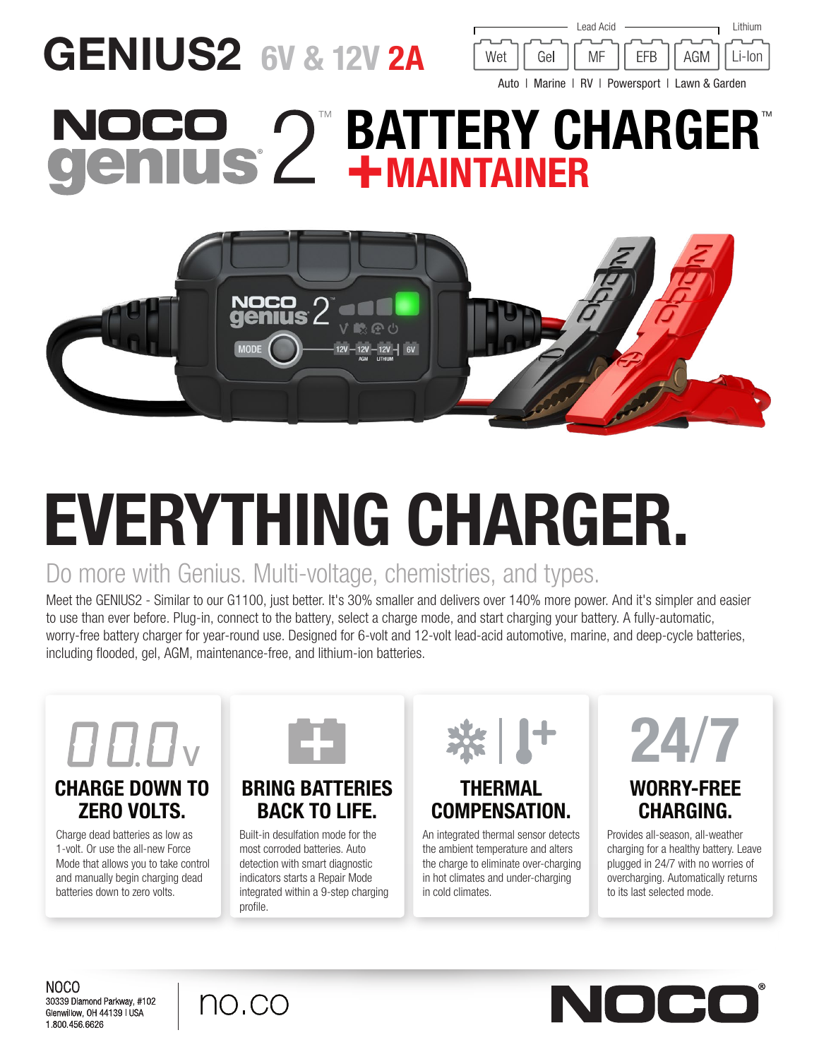# GENIUS2 6V & 12V 2A

Lead Acid — Lithium

Wet | Gel | MF | EFB | AGM | Li-Ion

Auto | Marine | RV | Powersport | Lawn & Garden

# NOCO genius 2™ BATTERY CHARGER™ +MAINTAINER

# EVERYTHING CHARGER.

## Do more with Genius. Multi-voltage, chemistries, and types.

Meet the GENIUS2 - Similar to our G1100, just better. It's 30% smaller and delivers over 140% more power. And it's simpler and easier to use than ever before. Plug-in, connect to the battery, select a charge mode, and start charging your battery. A fully-automatic, worry-free battery charger for year-round use. Designed for 6-volt and 12-volt lead-acid automotive, marine, and deep-cycle batteries, including flooded, gel, AGM, maintenance-free, and lithium-ion batteries.

### CHARGE DOWN TO ZERO VOLTS.

Charge dead batteries as low as 1-volt. Or use the all-new Force Mode that allows you to take control and manually begin charging dead batteries down to zero volts.

### BRING BATTERIES BACK TO LIFE.

Built-in desulfation mode for the most corroded batteries. Auto detection with smart diagnostic indicators starts a Repair Mode integrated within a 9-step charging profile.

### THERMAL COMPENSATION.

An integrated thermal sensor detects the ambient temperature and alters the charge to eliminate over-charging in hot climates and under-charging in cold climates.

### 24/7 WORRY-FREE CHARGING.

Provides all-season, all-weather charging for a healthy battery. Leave plugged in 24/7 with no worries of overcharging. Automatically returns to its last selected mode.

NOCO
30339 Diamond Parkway, #102
Glenwillow, OH 44139 I USA
1.800.456.6626

no.co

NOCO®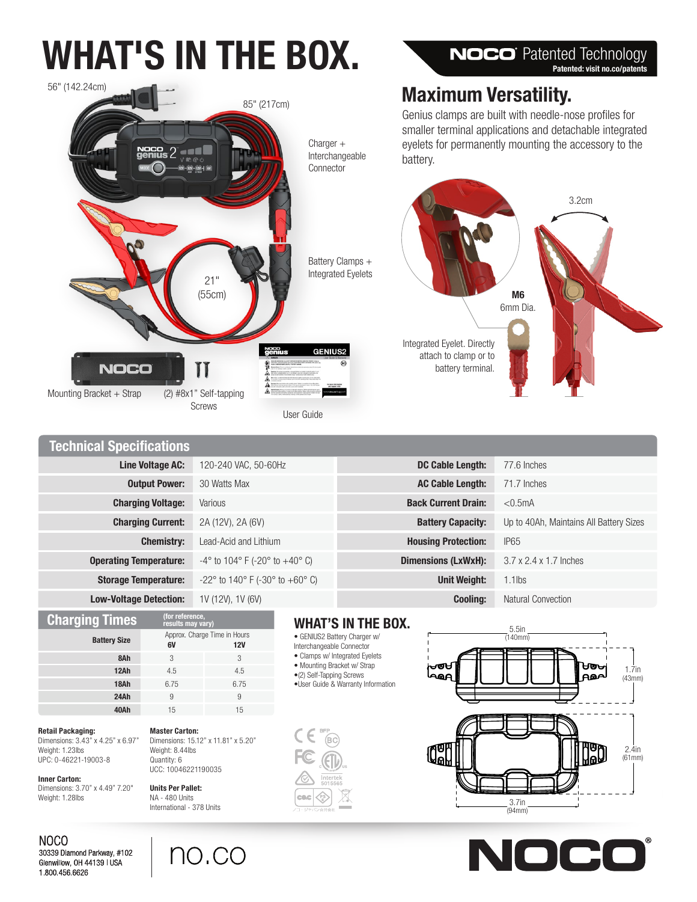# WHAT'S IN THE BOX.

56" (142.24cm)

85" (217cm)

Charger + Interchangeable Connector

Battery Clamps + Integrated Eyelets

21" (55cm)

Mounting Bracket + Strap

(2) #8x1" Self-tapping Screws

User Guide

**NOCO Patented Technology**
Patented: visit no.co/patents

## Maximum Versatility.

Genius clamps are built with needle-nose profiles for smaller terminal applications and detachable integrated eyelets for permanently mounting the accessory to the battery.

3.2cm

**M6**
6mm Dia.

Integrated Eyelet. Directly attach to clamp or to battery terminal.

## Technical Specifications

| | | | |
|---|---|---|---|
| **Line Voltage AC:** | 120-240 VAC, 50-60Hz | **DC Cable Length:** | 77.6 Inches |
| **Output Power:** | 30 Watts Max | **AC Cable Length:** | 71.7 Inches |
| **Charging Voltage:** | Various | **Back Current Drain:** | <0.5mA |
| **Charging Current:** | 2A (12V), 2A (6V) | **Battery Capacity:** | Up to 40Ah, Maintains All Battery Sizes |
| **Chemistry:** | Lead-Acid and Lithium | **Housing Protection:** | IP65 |
| **Operating Temperature:** | -4° to 104° F (-20° to +40° C) | **Dimensions (LxWxH):** | 3.7 x 2.4 x 1.7 Inches |
| **Storage Temperature:** | -22° to 140° F (-30° to +60° C) | **Unit Weight:** | 1.1lbs |
| **Low-Voltage Detection:** | 1V (12V), 1V (6V) | **Cooling:** | Natural Convection |

## Charging Times
(for reference, results may vary)

| Battery Size | Approx. Charge Time in Hours 6V | 12V |
|---|---|---|
| **8Ah** | 3 | 3 |
| **12Ah** | 4.5 | 4.5 |
| **18Ah** | 6.75 | 6.75 |
| **24Ah** | 9 | 9 |
| **40Ah** | 15 | 15 |

## WHAT'S IN THE BOX.

- GENIUS2 Battery Charger w/ Interchangeable Connector
- Clamps w/ Integrated Eyelets
- Mounting Bracket w/ Strap
- (2) Self-Tapping Screws
- User Guide & Warranty Information

5.5in (140mm)

1.7in (43mm)

2.4in (61mm)

3.7in (94mm)

**Retail Packaging:**
Dimensions: 3.43" x 4.25" x 6.97"
Weight: 1.23lbs
UPC: 0-46221-19003-8

**Inner Carton:**
Dimensions: 3.70" x 4.49" 7.20"
Weight: 1.28lbs

**Master Carton:**
Dimensions: 15.12" x 11.81" x 5.20"
Weight: 8.44lbs
Quantity: 6
UCC: 10046221190035

**Units Per Pallet:**
NA - 480 Units
International - 378 Units

Intertek 5015565

NOCO
30339 Diamond Parkway, #102
Glenwillow, OH 44139 | USA
1.800.456.6626

no.co

NOCO®